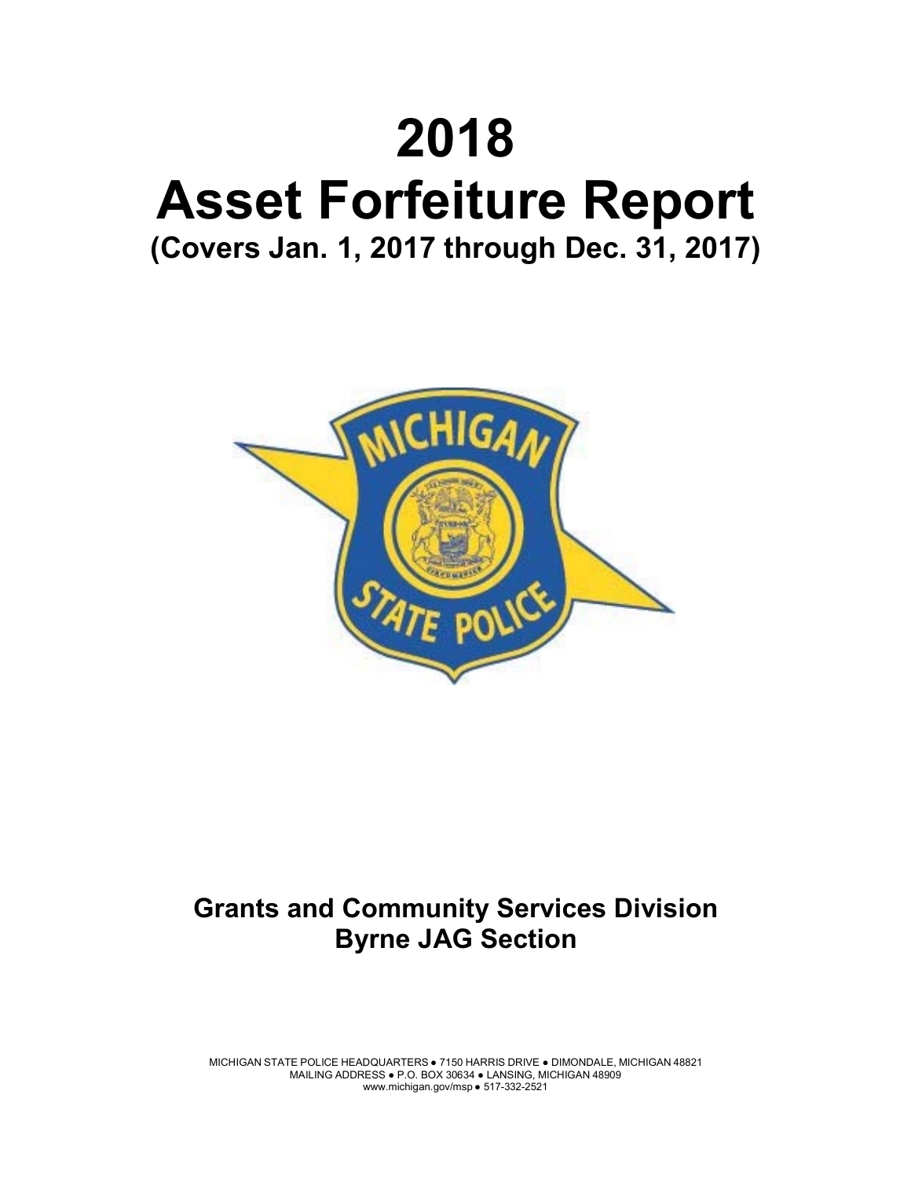# 2018 Asset Forfeiture Report

**(Covers Jan. 1, 2017 through Dec. 31, 2017)**

## Grants and Community Services Division
## Byrne JAG Section

MICHIGAN STATE POLICE HEADQUARTERS ● 7150 HARRIS DRIVE ● DIMONDALE, MICHIGAN 48821
MAILING ADDRESS ● P.O. BOX 30634 ● LANSING, MICHIGAN 48909
www.michigan.gov/msp ● 517-332-2521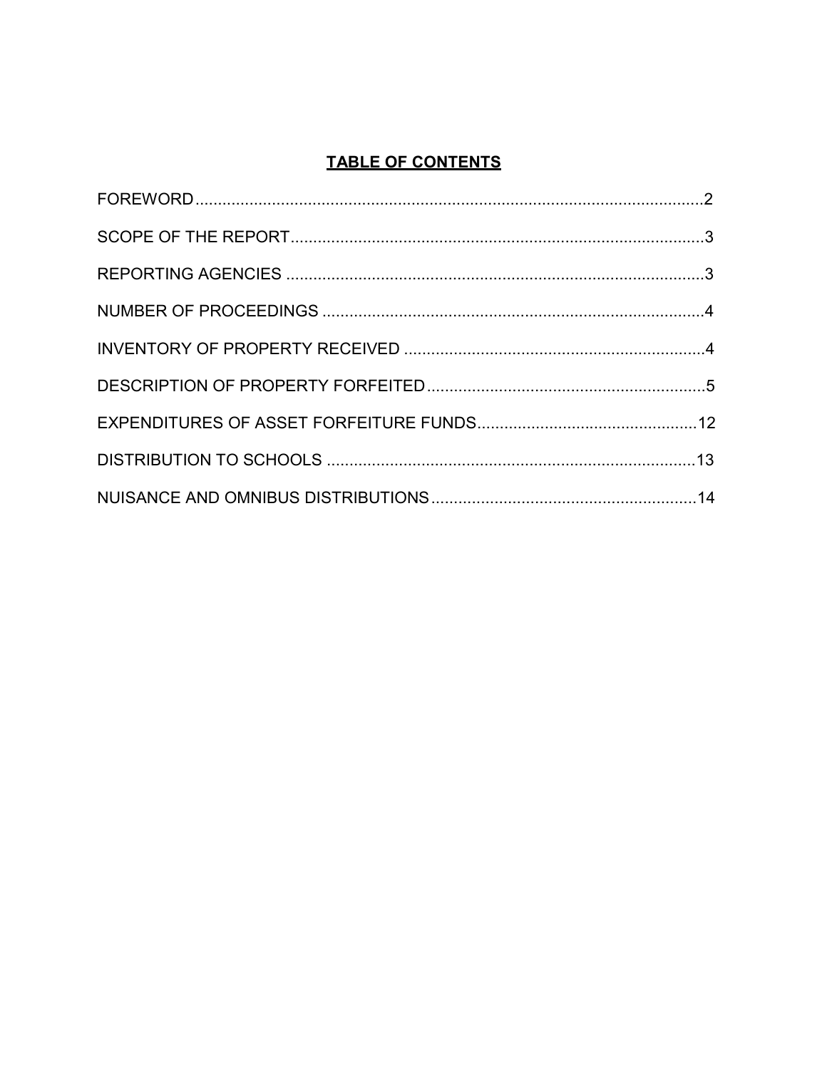# TABLE OF CONTENTS

| Section | Page |
| --- | --- |
| FOREWORD | 2 |
| SCOPE OF THE REPORT | 3 |
| REPORTING AGENCIES | 3 |
| NUMBER OF PROCEEDINGS | 4 |
| INVENTORY OF PROPERTY RECEIVED | 4 |
| DESCRIPTION OF PROPERTY FORFEITED | 5 |
| EXPENDITURES OF ASSET FORFEITURE FUNDS | 12 |
| DISTRIBUTION TO SCHOOLS | 13 |
| NUISANCE AND OMNIBUS DISTRIBUTIONS | 14 |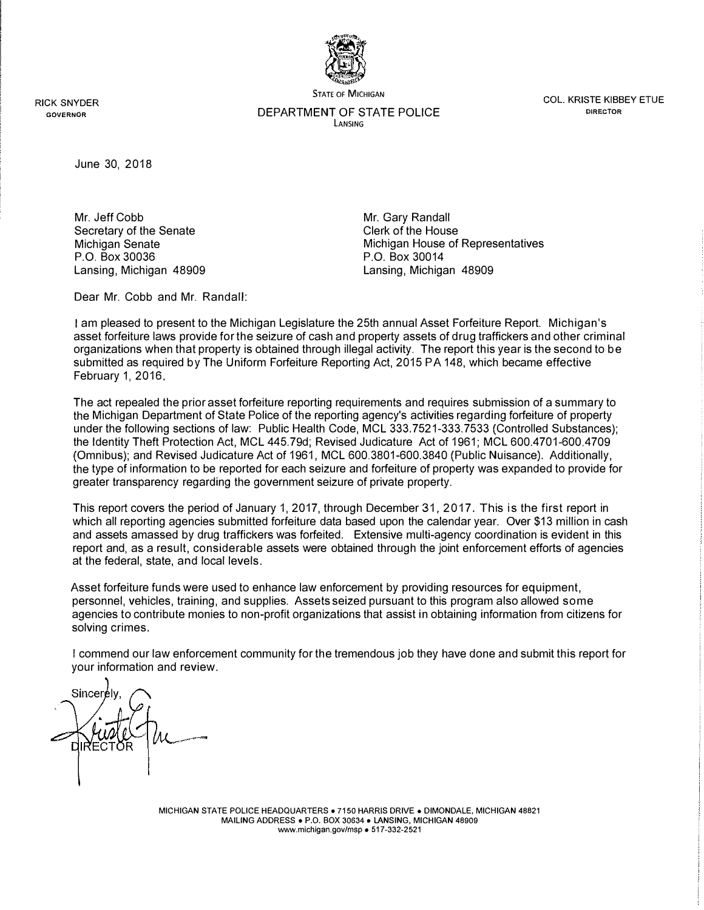RICK SNYDER
GOVERNOR

STATE OF MICHIGAN
DEPARTMENT OF STATE POLICE
LANSING

COL. KRISTE KIBBEY ETUE
DIRECTOR

June 30, 2018

Mr. Jeff Cobb
Secretary of the Senate
Michigan Senate
P.O. Box 30036
Lansing, Michigan 48909

Mr. Gary Randall
Clerk of the House
Michigan House of Representatives
P.O. Box 30014
Lansing, Michigan 48909

Dear Mr. Cobb and Mr. Randall:

I am pleased to present to the Michigan Legislature the 25th annual Asset Forfeiture Report. Michigan's asset forfeiture laws provide for the seizure of cash and property assets of drug traffickers and other criminal organizations when that property is obtained through illegal activity. The report this year is the second to be submitted as required by The Uniform Forfeiture Reporting Act, 2015 PA 148, which became effective February 1, 2016.

The act repealed the prior asset forfeiture reporting requirements and requires submission of a summary to the Michigan Department of State Police of the reporting agency's activities regarding forfeiture of property under the following sections of law: Public Health Code, MCL 333.7521-333.7533 (Controlled Substances); the Identity Theft Protection Act, MCL 445.79d; Revised Judicature Act of 1961; MCL 600.4701-600.4709 (Omnibus); and Revised Judicature Act of 1961, MCL 600.3801-600.3840 (Public Nuisance). Additionally, the type of information to be reported for each seizure and forfeiture of property was expanded to provide for greater transparency regarding the government seizure of private property.

This report covers the period of January 1, 2017, through December 31, 2017. This is the first report in which all reporting agencies submitted forfeiture data based upon the calendar year. Over $13 million in cash and assets amassed by drug traffickers was forfeited. Extensive multi-agency coordination is evident in this report and, as a result, considerable assets were obtained through the joint enforcement efforts of agencies at the federal, state, and local levels.

Asset forfeiture funds were used to enhance law enforcement by providing resources for equipment, personnel, vehicles, training, and supplies. Assets seized pursuant to this program also allowed some agencies to contribute monies to non-profit organizations that assist in obtaining information from citizens for solving crimes.

I commend our law enforcement community for the tremendous job they have done and submit this report for your information and review.

Sincerely,

DIRECTOR

MICHIGAN STATE POLICE HEADQUARTERS • 7150 HARRIS DRIVE • DIMONDALE, MICHIGAN 48821
MAILING ADDRESS • P.O. BOX 30634 • LANSING, MICHIGAN 48909
www.michigan.gov/msp • 517-332-2521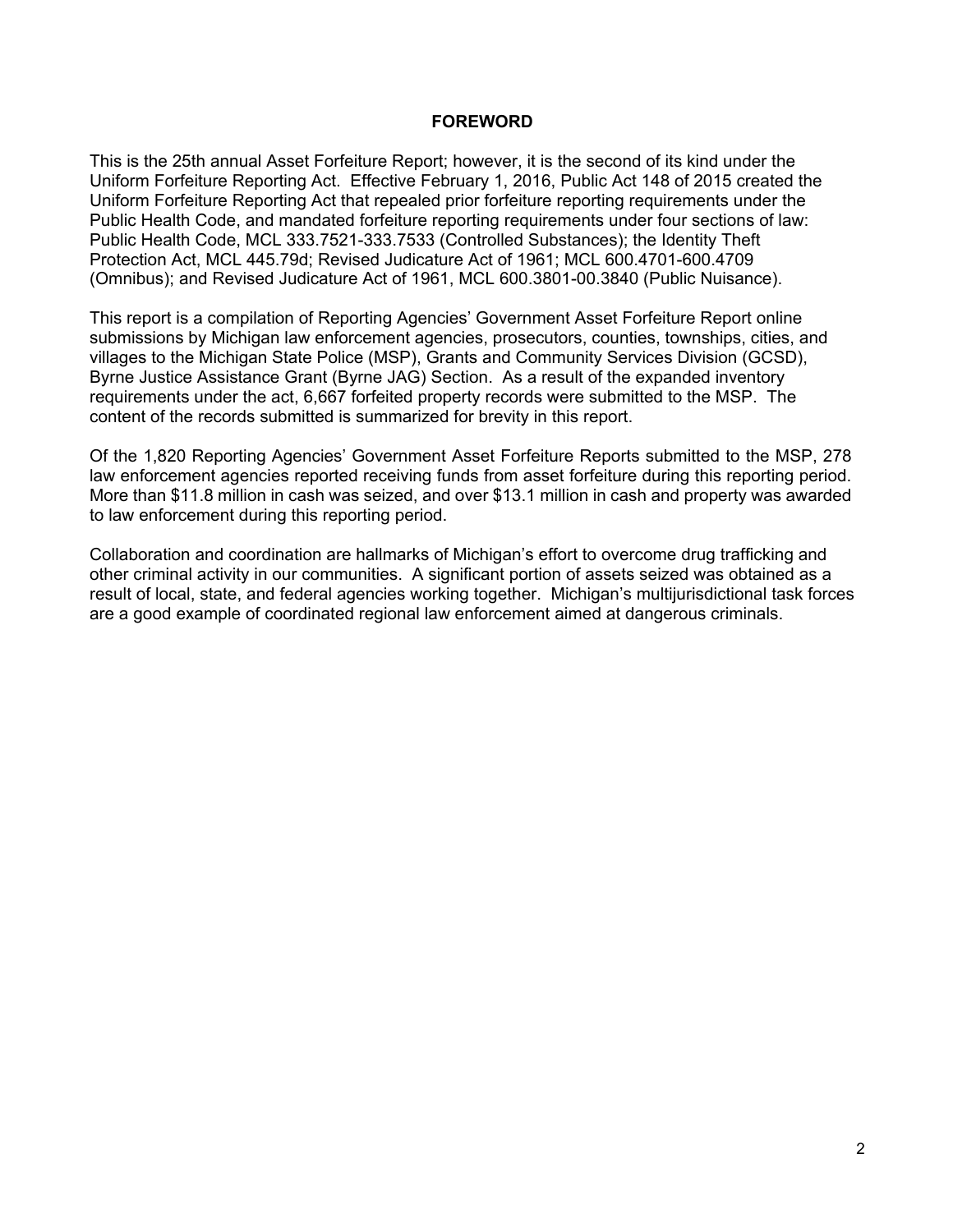# FOREWORD

This is the 25th annual Asset Forfeiture Report; however, it is the second of its kind under the Uniform Forfeiture Reporting Act. Effective February 1, 2016, Public Act 148 of 2015 created the Uniform Forfeiture Reporting Act that repealed prior forfeiture reporting requirements under the Public Health Code, and mandated forfeiture reporting requirements under four sections of law: Public Health Code, MCL 333.7521-333.7533 (Controlled Substances); the Identity Theft Protection Act, MCL 445.79d; Revised Judicature Act of 1961; MCL 600.4701-600.4709 (Omnibus); and Revised Judicature Act of 1961, MCL 600.3801-00.3840 (Public Nuisance).

This report is a compilation of Reporting Agencies' Government Asset Forfeiture Report online submissions by Michigan law enforcement agencies, prosecutors, counties, townships, cities, and villages to the Michigan State Police (MSP), Grants and Community Services Division (GCSD), Byrne Justice Assistance Grant (Byrne JAG) Section. As a result of the expanded inventory requirements under the act, 6,667 forfeited property records were submitted to the MSP. The content of the records submitted is summarized for brevity in this report.

Of the 1,820 Reporting Agencies' Government Asset Forfeiture Reports submitted to the MSP, 278 law enforcement agencies reported receiving funds from asset forfeiture during this reporting period. More than $11.8 million in cash was seized, and over $13.1 million in cash and property was awarded to law enforcement during this reporting period.

Collaboration and coordination are hallmarks of Michigan's effort to overcome drug trafficking and other criminal activity in our communities. A significant portion of assets seized was obtained as a result of local, state, and federal agencies working together. Michigan's multijurisdictional task forces are a good example of coordinated regional law enforcement aimed at dangerous criminals.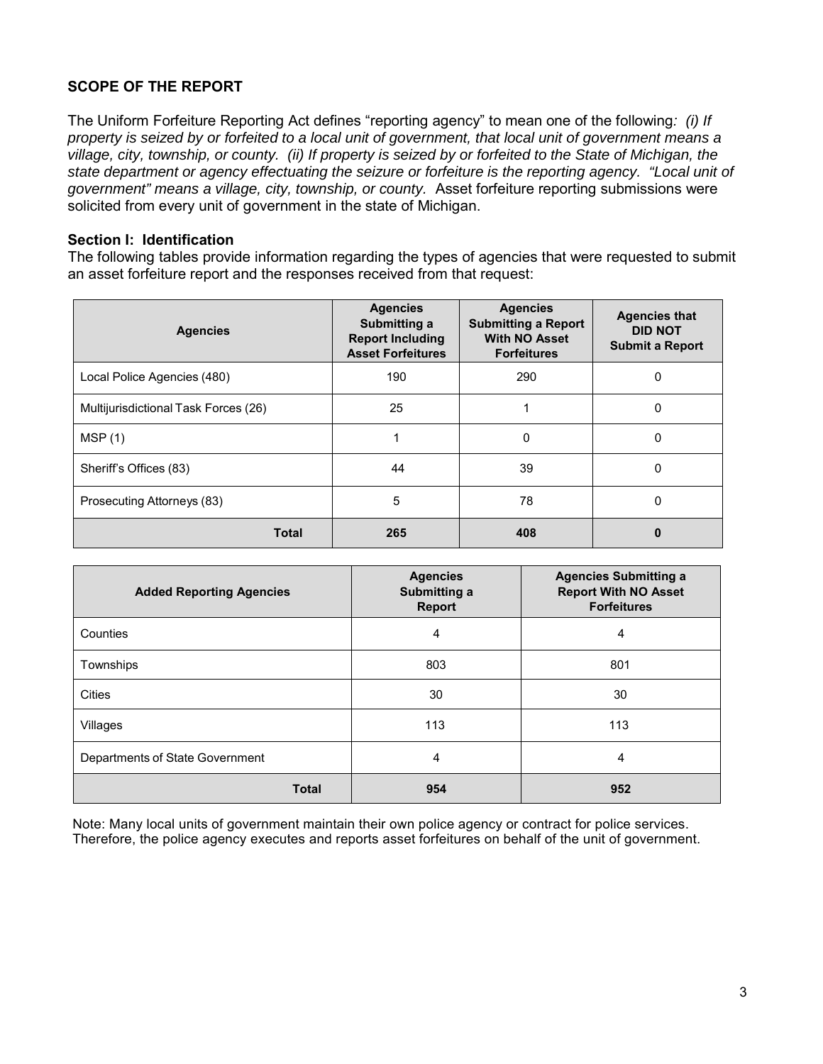## SCOPE OF THE REPORT

The Uniform Forfeiture Reporting Act defines "reporting agency" to mean one of the following*: (i) If property is seized by or forfeited to a local unit of government, that local unit of government means a village, city, township, or county. (ii) If property is seized by or forfeited to the State of Michigan, the state department or agency effectuating the seizure or forfeiture is the reporting agency. "Local unit of government" means a village, city, township, or county.* Asset forfeiture reporting submissions were solicited from every unit of government in the state of Michigan.

### Section I: Identification

The following tables provide information regarding the types of agencies that were requested to submit an asset forfeiture report and the responses received from that request:

| Agencies | Agencies Submitting a Report Including Asset Forfeitures | Agencies Submitting a Report With NO Asset Forfeitures | Agencies that DID NOT Submit a Report |
|---|---|---|---|
| Local Police Agencies (480) | 190 | 290 | 0 |
| Multijurisdictional Task Forces (26) | 25 | 1 | 0 |
| MSP (1) | 1 | 0 | 0 |
| Sheriff's Offices (83) | 44 | 39 | 0 |
| Prosecuting Attorneys (83) | 5 | 78 | 0 |
| **Total** | **265** | **408** | **0** |

| Added Reporting Agencies | Agencies Submitting a Report | Agencies Submitting a Report With NO Asset Forfeitures |
|---|---|---|
| Counties | 4 | 4 |
| Townships | 803 | 801 |
| Cities | 30 | 30 |
| Villages | 113 | 113 |
| Departments of State Government | 4 | 4 |
| **Total** | **954** | **952** |

Note: Many local units of government maintain their own police agency or contract for police services. Therefore, the police agency executes and reports asset forfeitures on behalf of the unit of government.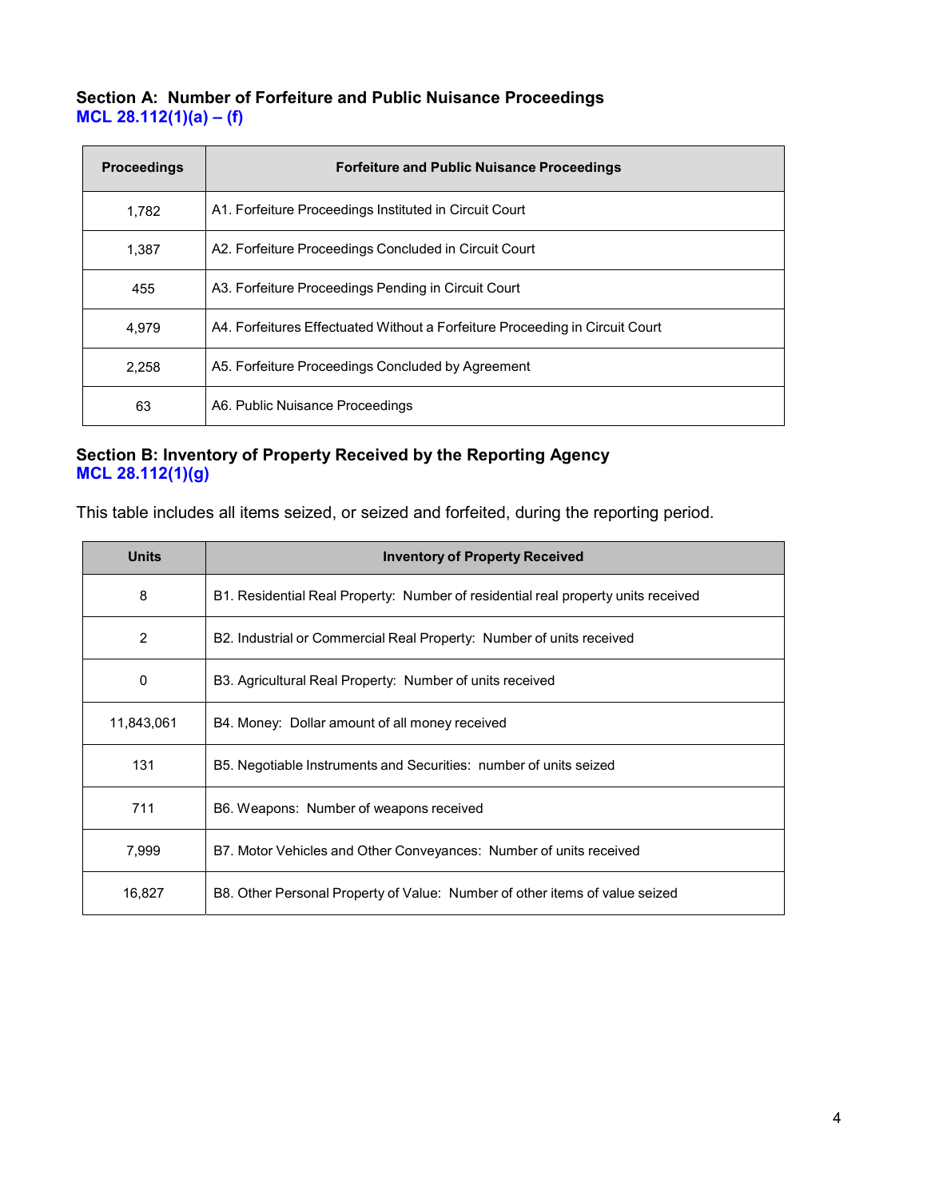### Section A: Number of Forfeiture and Public Nuisance Proceedings
MCL 28.112(1)(a) – (f)

| Proceedings | Forfeiture and Public Nuisance Proceedings |
| --- | --- |
| 1,782 | A1. Forfeiture Proceedings Instituted in Circuit Court |
| 1,387 | A2. Forfeiture Proceedings Concluded in Circuit Court |
| 455 | A3. Forfeiture Proceedings Pending in Circuit Court |
| 4,979 | A4. Forfeitures Effectuated Without a Forfeiture Proceeding in Circuit Court |
| 2,258 | A5. Forfeiture Proceedings Concluded by Agreement |
| 63 | A6. Public Nuisance Proceedings |

### Section B: Inventory of Property Received by the Reporting Agency
MCL 28.112(1)(g)

This table includes all items seized, or seized and forfeited, during the reporting period.

| Units | Inventory of Property Received |
| --- | --- |
| 8 | B1. Residential Real Property: Number of residential real property units received |
| 2 | B2. Industrial or Commercial Real Property: Number of units received |
| 0 | B3. Agricultural Real Property: Number of units received |
| 11,843,061 | B4. Money: Dollar amount of all money received |
| 131 | B5. Negotiable Instruments and Securities: number of units seized |
| 711 | B6. Weapons: Number of weapons received |
| 7,999 | B7. Motor Vehicles and Other Conveyances: Number of units received |
| 16,827 | B8. Other Personal Property of Value: Number of other items of value seized |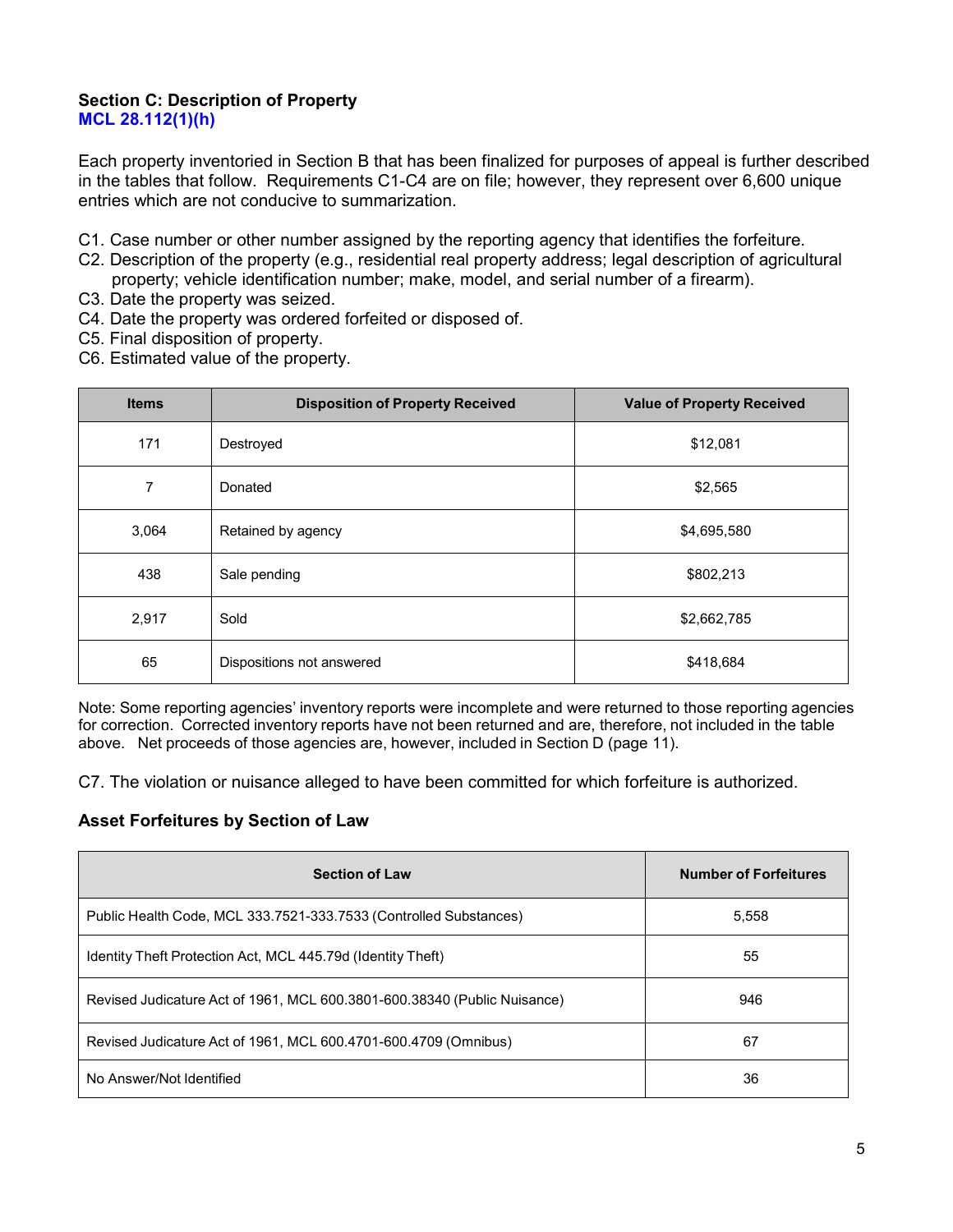### Section C: Description of Property

**MCL 28.112(1)(h)**

Each property inventoried in Section B that has been finalized for purposes of appeal is further described in the tables that follow. Requirements C1-C4 are on file; however, they represent over 6,600 unique entries which are not conducive to summarization.

C1. Case number or other number assigned by the reporting agency that identifies the forfeiture.
C2. Description of the property (e.g., residential real property address; legal description of agricultural property; vehicle identification number; make, model, and serial number of a firearm).
C3. Date the property was seized.
C4. Date the property was ordered forfeited or disposed of.
C5. Final disposition of property.
C6. Estimated value of the property.

| Items | Disposition of Property Received | Value of Property Received |
|---|---|---|
| 171 | Destroyed | $12,081 |
| 7 | Donated | $2,565 |
| 3,064 | Retained by agency | $4,695,580 |
| 438 | Sale pending | $802,213 |
| 2,917 | Sold | $2,662,785 |
| 65 | Dispositions not answered | $418,684 |

Note: Some reporting agencies' inventory reports were incomplete and were returned to those reporting agencies for correction. Corrected inventory reports have not been returned and are, therefore, not included in the table above. Net proceeds of those agencies are, however, included in Section D (page 11).

C7. The violation or nuisance alleged to have been committed for which forfeiture is authorized.

### Asset Forfeitures by Section of Law

| Section of Law | Number of Forfeitures |
|---|---|
| Public Health Code, MCL 333.7521-333.7533 (Controlled Substances) | 5,558 |
| Identity Theft Protection Act, MCL 445.79d (Identity Theft) | 55 |
| Revised Judicature Act of 1961, MCL 600.3801-600.38340 (Public Nuisance) | 946 |
| Revised Judicature Act of 1961, MCL 600.4701-600.4709 (Omnibus) | 67 |
| No Answer/Not Identified | 36 |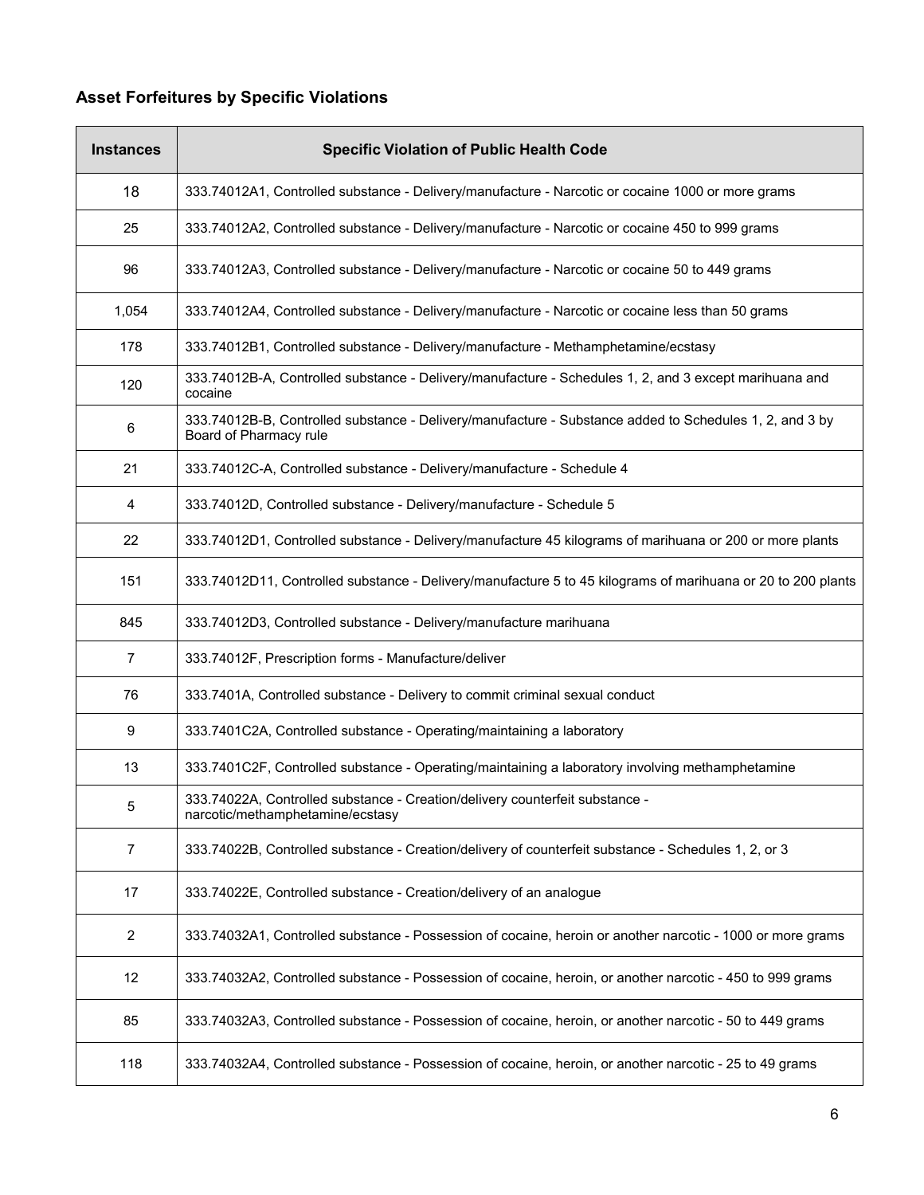### Asset Forfeitures by Specific Violations

| Instances | Specific Violation of Public Health Code |
|---|---|
| 18 | 333.74012A1, Controlled substance - Delivery/manufacture - Narcotic or cocaine 1000 or more grams |
| 25 | 333.74012A2, Controlled substance - Delivery/manufacture - Narcotic or cocaine 450 to 999 grams |
| 96 | 333.74012A3, Controlled substance - Delivery/manufacture - Narcotic or cocaine 50 to 449 grams |
| 1,054 | 333.74012A4, Controlled substance - Delivery/manufacture - Narcotic or cocaine less than 50 grams |
| 178 | 333.74012B1, Controlled substance - Delivery/manufacture - Methamphetamine/ecstasy |
| 120 | 333.74012B-A, Controlled substance - Delivery/manufacture - Schedules 1, 2, and 3 except marihuana and cocaine |
| 6 | 333.74012B-B, Controlled substance - Delivery/manufacture - Substance added to Schedules 1, 2, and 3 by Board of Pharmacy rule |
| 21 | 333.74012C-A, Controlled substance - Delivery/manufacture - Schedule 4 |
| 4 | 333.74012D, Controlled substance - Delivery/manufacture - Schedule 5 |
| 22 | 333.74012D1, Controlled substance - Delivery/manufacture 45 kilograms of marihuana or 200 or more plants |
| 151 | 333.74012D11, Controlled substance - Delivery/manufacture 5 to 45 kilograms of marihuana or 20 to 200 plants |
| 845 | 333.74012D3, Controlled substance - Delivery/manufacture marihuana |
| 7 | 333.74012F, Prescription forms - Manufacture/deliver |
| 76 | 333.7401A, Controlled substance - Delivery to commit criminal sexual conduct |
| 9 | 333.7401C2A, Controlled substance - Operating/maintaining a laboratory |
| 13 | 333.7401C2F, Controlled substance - Operating/maintaining a laboratory involving methamphetamine |
| 5 | 333.74022A, Controlled substance - Creation/delivery counterfeit substance - narcotic/methamphetamine/ecstasy |
| 7 | 333.74022B, Controlled substance - Creation/delivery of counterfeit substance - Schedules 1, 2, or 3 |
| 17 | 333.74022E, Controlled substance - Creation/delivery of an analogue |
| 2 | 333.74032A1, Controlled substance - Possession of cocaine, heroin or another narcotic - 1000 or more grams |
| 12 | 333.74032A2, Controlled substance - Possession of cocaine, heroin, or another narcotic - 450 to 999 grams |
| 85 | 333.74032A3, Controlled substance - Possession of cocaine, heroin, or another narcotic - 50 to 449 grams |
| 118 | 333.74032A4, Controlled substance - Possession of cocaine, heroin, or another narcotic - 25 to 49 grams |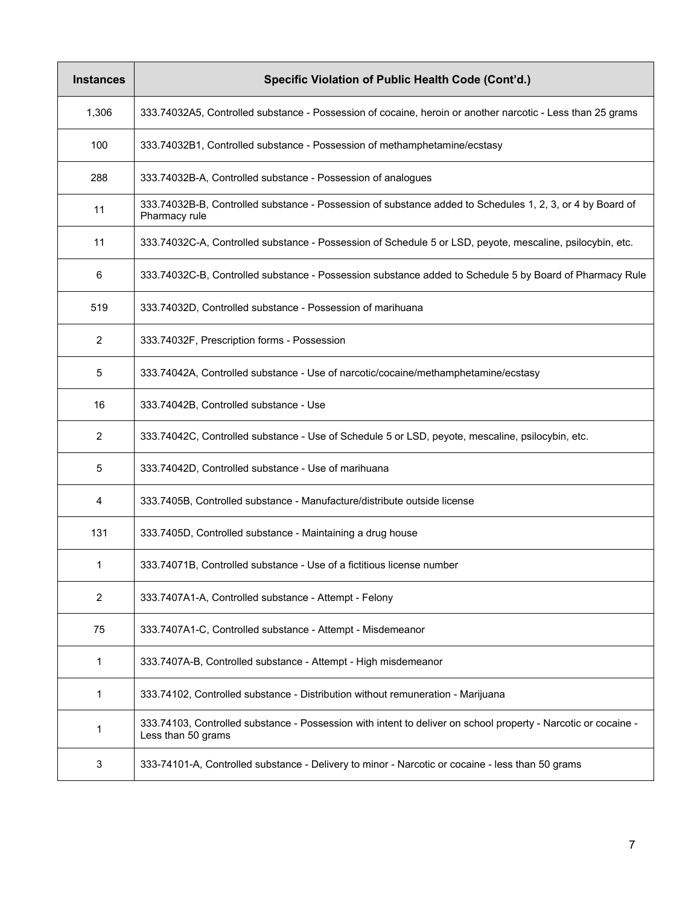| Instances | Specific Violation of Public Health Code (Cont'd.) |
|---|---|
| 1,306 | 333.74032A5, Controlled substance - Possession of cocaine, heroin or another narcotic - Less than 25 grams |
| 100 | 333.74032B1, Controlled substance - Possession of methamphetamine/ecstasy |
| 288 | 333.74032B-A, Controlled substance - Possession of analogues |
| 11 | 333.74032B-B, Controlled substance - Possession of substance added to Schedules 1, 2, 3, or 4 by Board of Pharmacy rule |
| 11 | 333.74032C-A, Controlled substance - Possession of Schedule 5 or LSD, peyote, mescaline, psilocybin, etc. |
| 6 | 333.74032C-B, Controlled substance - Possession substance added to Schedule 5 by Board of Pharmacy Rule |
| 519 | 333.74032D, Controlled substance - Possession of marihuana |
| 2 | 333.74032F, Prescription forms - Possession |
| 5 | 333.74042A, Controlled substance - Use of narcotic/cocaine/methamphetamine/ecstasy |
| 16 | 333.74042B, Controlled substance - Use |
| 2 | 333.74042C, Controlled substance - Use of Schedule 5 or LSD, peyote, mescaline, psilocybin, etc. |
| 5 | 333.74042D, Controlled substance - Use of marihuana |
| 4 | 333.7405B, Controlled substance - Manufacture/distribute outside license |
| 131 | 333.7405D, Controlled substance - Maintaining a drug house |
| 1 | 333.74071B, Controlled substance - Use of a fictitious license number |
| 2 | 333.7407A1-A, Controlled substance - Attempt - Felony |
| 75 | 333.7407A1-C, Controlled substance - Attempt - Misdemeanor |
| 1 | 333.7407A-B, Controlled substance - Attempt - High misdemeanor |
| 1 | 333.74102, Controlled substance - Distribution without remuneration - Marijuana |
| 1 | 333.74103, Controlled substance - Possession with intent to deliver on school property - Narcotic or cocaine - Less than 50 grams |
| 3 | 333-74101-A, Controlled substance - Delivery to minor - Narcotic or cocaine - less than 50 grams |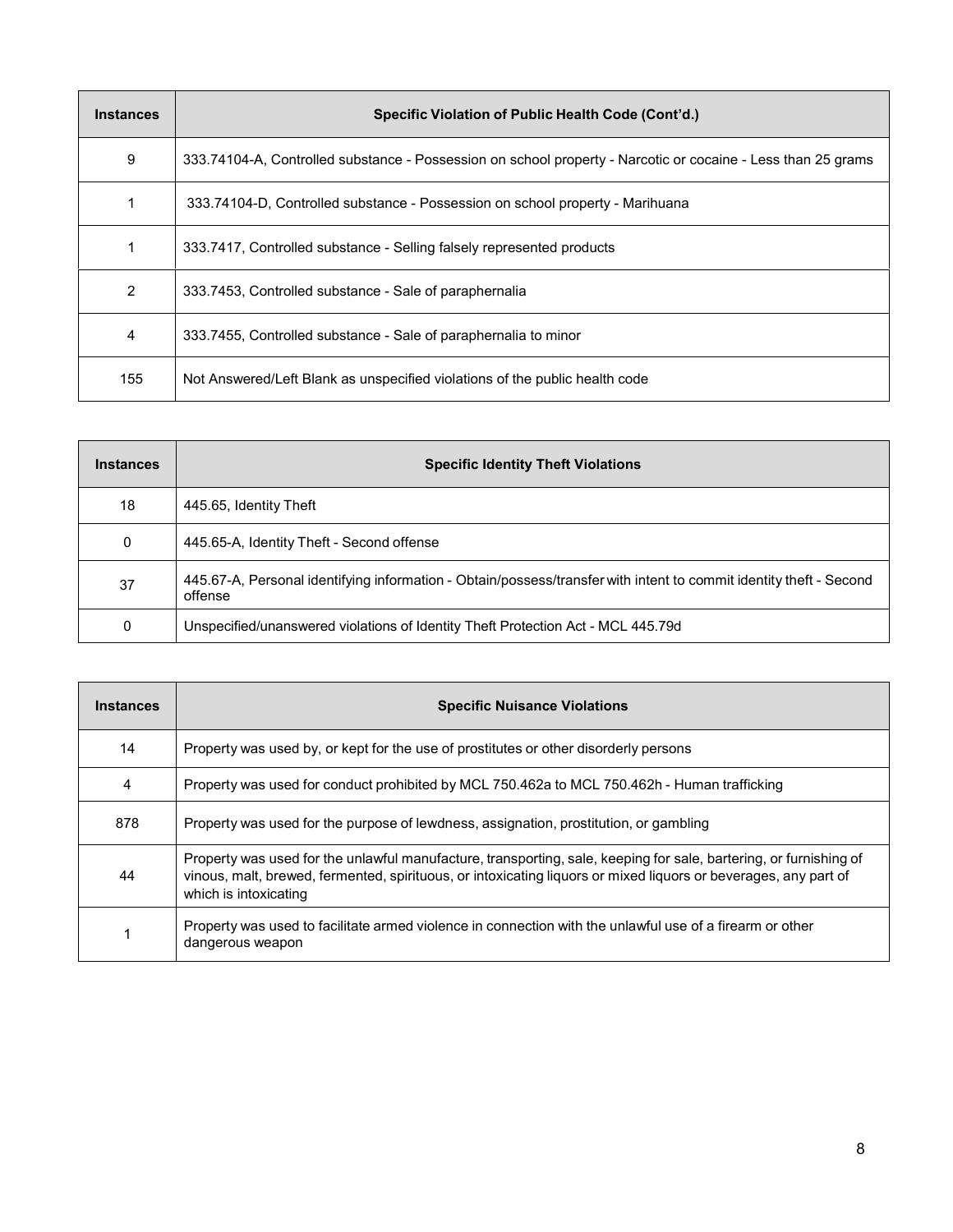| Instances | Specific Violation of Public Health Code (Cont'd.) |
| --- | --- |
| 9 | 333.74104-A, Controlled substance - Possession on school property - Narcotic or cocaine - Less than 25 grams |
| 1 | 333.74104-D, Controlled substance - Possession on school property - Marihuana |
| 1 | 333.7417, Controlled substance - Selling falsely represented products |
| 2 | 333.7453, Controlled substance - Sale of paraphernalia |
| 4 | 333.7455, Controlled substance - Sale of paraphernalia to minor |
| 155 | Not Answered/Left Blank as unspecified violations of the public health code |

| Instances | Specific Identity Theft Violations |
| --- | --- |
| 18 | 445.65, Identity Theft |
| 0 | 445.65-A, Identity Theft - Second offense |
| 37 | 445.67-A, Personal identifying information - Obtain/possess/transfer with intent to commit identity theft - Second offense |
| 0 | Unspecified/unanswered violations of Identity Theft Protection Act - MCL 445.79d |

| Instances | Specific Nuisance Violations |
| --- | --- |
| 14 | Property was used by, or kept for the use of prostitutes or other disorderly persons |
| 4 | Property was used for conduct prohibited by MCL 750.462a to MCL 750.462h - Human trafficking |
| 878 | Property was used for the purpose of lewdness, assignation, prostitution, or gambling |
| 44 | Property was used for the unlawful manufacture, transporting, sale, keeping for sale, bartering, or furnishing of vinous, malt, brewed, fermented, spirituous, or intoxicating liquors or mixed liquors or beverages, any part of which is intoxicating |
| 1 | Property was used to facilitate armed violence in connection with the unlawful use of a firearm or other dangerous weapon |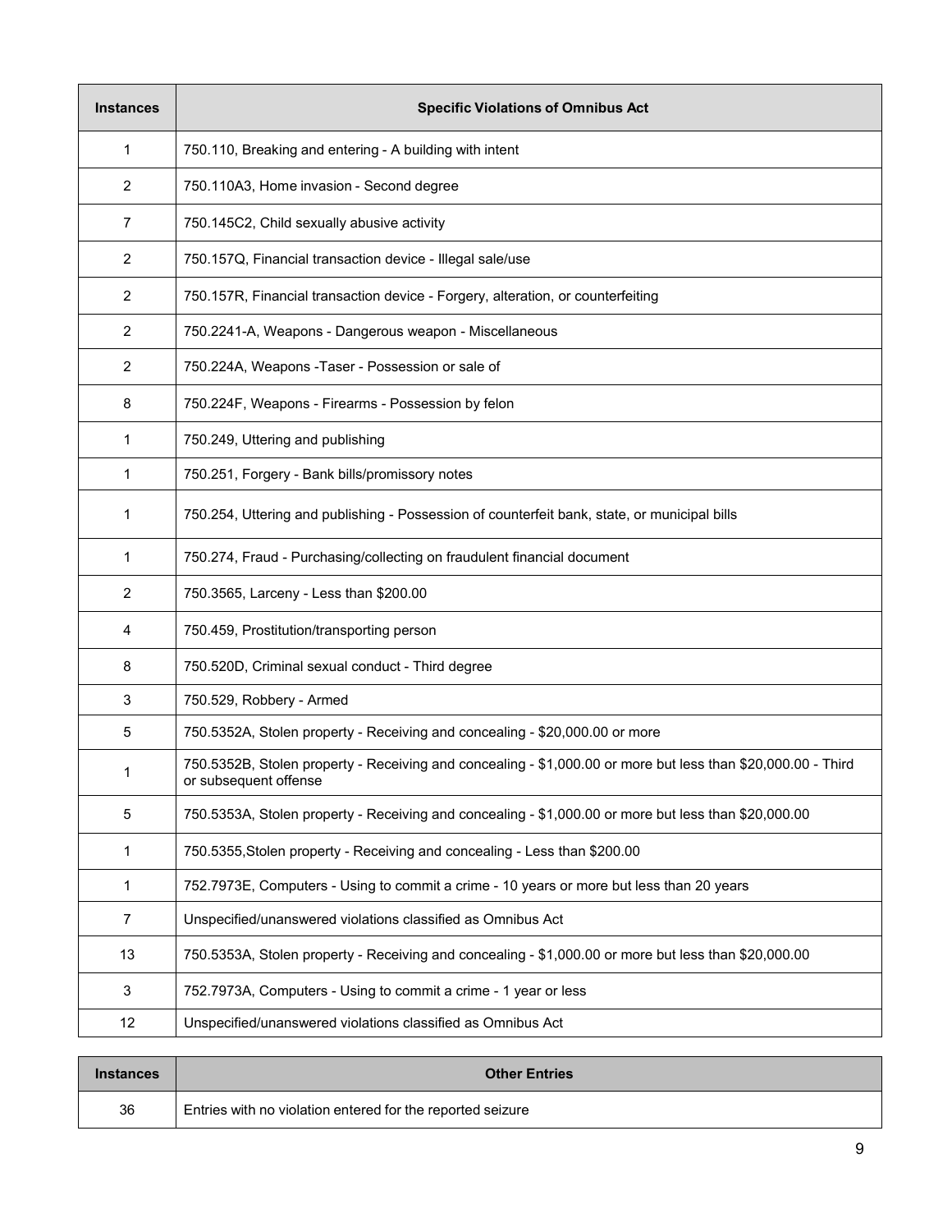| Instances | Specific Violations of Omnibus Act |
| --- | --- |
| 1 | 750.110, Breaking and entering - A building with intent |
| 2 | 750.110A3, Home invasion - Second degree |
| 7 | 750.145C2, Child sexually abusive activity |
| 2 | 750.157Q, Financial transaction device - Illegal sale/use |
| 2 | 750.157R, Financial transaction device - Forgery, alteration, or counterfeiting |
| 2 | 750.2241-A, Weapons - Dangerous weapon - Miscellaneous |
| 2 | 750.224A, Weapons -Taser - Possession or sale of |
| 8 | 750.224F, Weapons - Firearms - Possession by felon |
| 1 | 750.249, Uttering and publishing |
| 1 | 750.251, Forgery - Bank bills/promissory notes |
| 1 | 750.254, Uttering and publishing - Possession of counterfeit bank, state, or municipal bills |
| 1 | 750.274, Fraud - Purchasing/collecting on fraudulent financial document |
| 2 | 750.3565, Larceny - Less than $200.00 |
| 4 | 750.459, Prostitution/transporting person |
| 8 | 750.520D, Criminal sexual conduct - Third degree |
| 3 | 750.529, Robbery - Armed |
| 5 | 750.5352A, Stolen property - Receiving and concealing - $20,000.00 or more |
| 1 | 750.5352B, Stolen property - Receiving and concealing - $1,000.00 or more but less than $20,000.00 - Third or subsequent offense |
| 5 | 750.5353A, Stolen property - Receiving and concealing - $1,000.00 or more but less than $20,000.00 |
| 1 | 750.5355,Stolen property - Receiving and concealing - Less than $200.00 |
| 1 | 752.7973E, Computers - Using to commit a crime - 10 years or more but less than 20 years |
| 7 | Unspecified/unanswered violations classified as Omnibus Act |
| 13 | 750.5353A, Stolen property - Receiving and concealing - $1,000.00 or more but less than $20,000.00 |
| 3 | 752.7973A, Computers - Using to commit a crime - 1 year or less |
| 12 | Unspecified/unanswered violations classified as Omnibus Act |

| Instances | Other Entries |
| --- | --- |
| 36 | Entries with no violation entered for the reported seizure |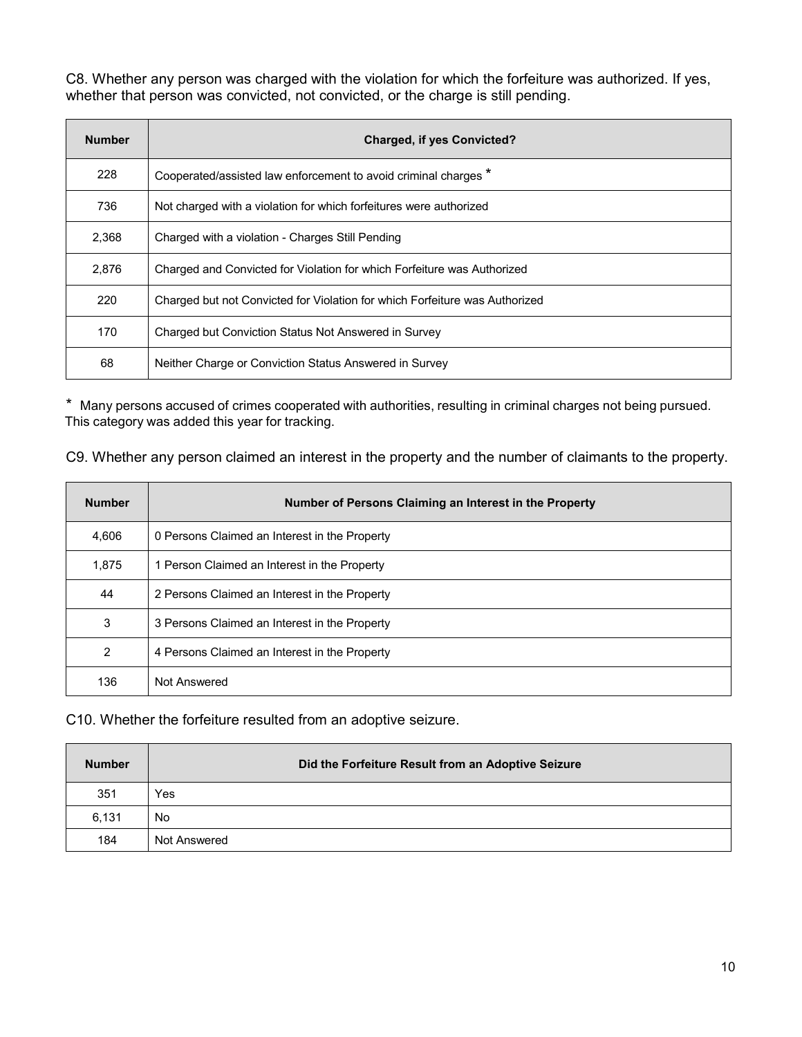C8. Whether any person was charged with the violation for which the forfeiture was authorized. If yes, whether that person was convicted, not convicted, or the charge is still pending.

| Number | Charged, if yes Convicted? |
|---|---|
| 228 | Cooperated/assisted law enforcement to avoid criminal charges * |
| 736 | Not charged with a violation for which forfeitures were authorized |
| 2,368 | Charged with a violation - Charges Still Pending |
| 2,876 | Charged and Convicted for Violation for which Forfeiture was Authorized |
| 220 | Charged but not Convicted for Violation for which Forfeiture was Authorized |
| 170 | Charged but Conviction Status Not Answered in Survey |
| 68 | Neither Charge or Conviction Status Answered in Survey |

* Many persons accused of crimes cooperated with authorities, resulting in criminal charges not being pursued. This category was added this year for tracking.

C9. Whether any person claimed an interest in the property and the number of claimants to the property.

| Number | Number of Persons Claiming an Interest in the Property |
|---|---|
| 4,606 | 0 Persons Claimed an Interest in the Property |
| 1,875 | 1 Person Claimed an Interest in the Property |
| 44 | 2 Persons Claimed an Interest in the Property |
| 3 | 3 Persons Claimed an Interest in the Property |
| 2 | 4 Persons Claimed an Interest in the Property |
| 136 | Not Answered |

C10. Whether the forfeiture resulted from an adoptive seizure.

| Number | Did the Forfeiture Result from an Adoptive Seizure |
|---|---|
| 351 | Yes |
| 6,131 | No |
| 184 | Not Answered |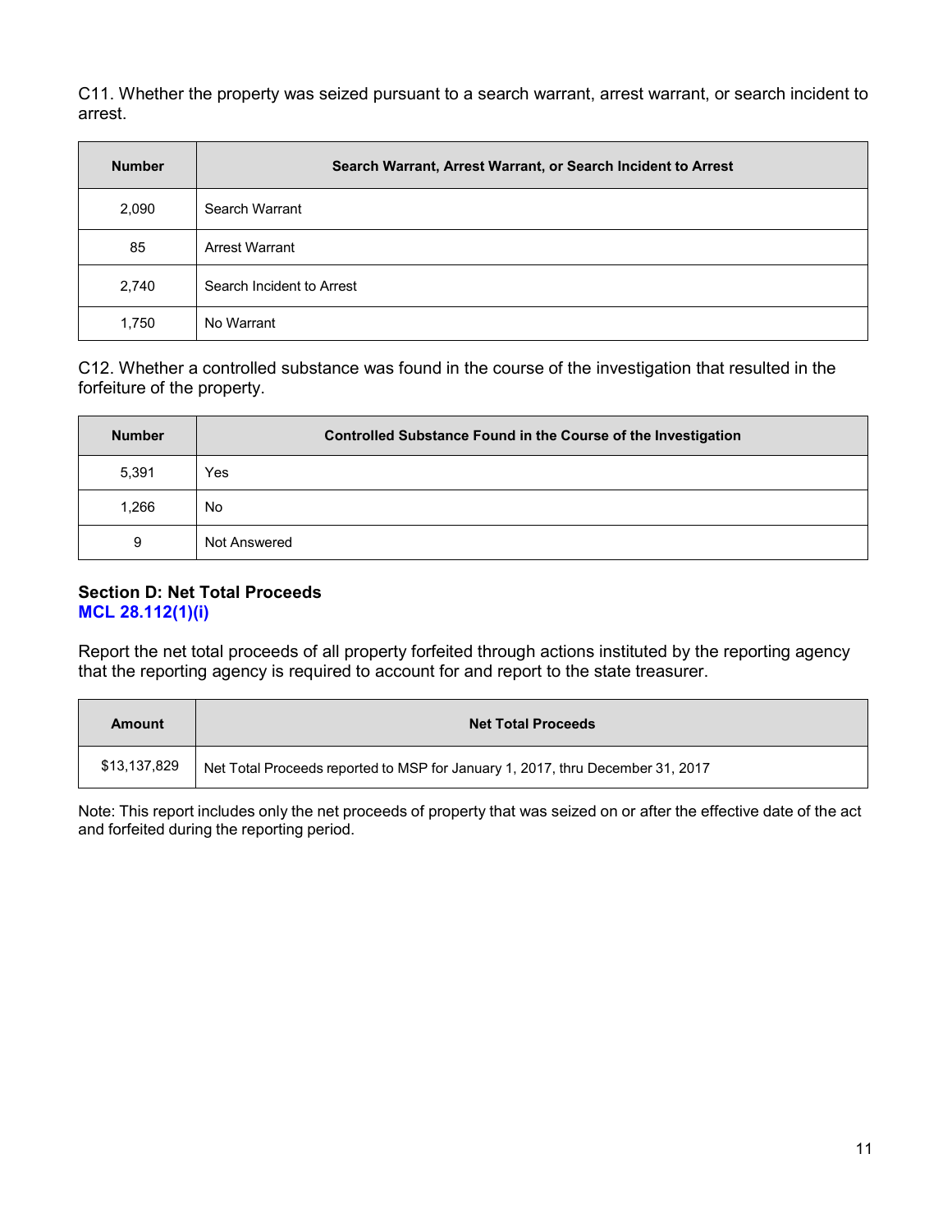C11. Whether the property was seized pursuant to a search warrant, arrest warrant, or search incident to arrest.

| Number | Search Warrant, Arrest Warrant, or Search Incident to Arrest |
|---|---|
| 2,090 | Search Warrant |
| 85 | Arrest Warrant |
| 2,740 | Search Incident to Arrest |
| 1,750 | No Warrant |

C12. Whether a controlled substance was found in the course of the investigation that resulted in the forfeiture of the property.

| Number | Controlled Substance Found in the Course of the Investigation |
|---|---|
| 5,391 | Yes |
| 1,266 | No |
| 9 | Not Answered |

### Section D: Net Total Proceeds
**MCL 28.112(1)(i)**

Report the net total proceeds of all property forfeited through actions instituted by the reporting agency that the reporting agency is required to account for and report to the state treasurer.

| Amount | Net Total Proceeds |
|---|---|
| $13,137,829 | Net Total Proceeds reported to MSP for January 1, 2017, thru December 31, 2017 |

Note: This report includes only the net proceeds of property that was seized on or after the effective date of the act and forfeited during the reporting period.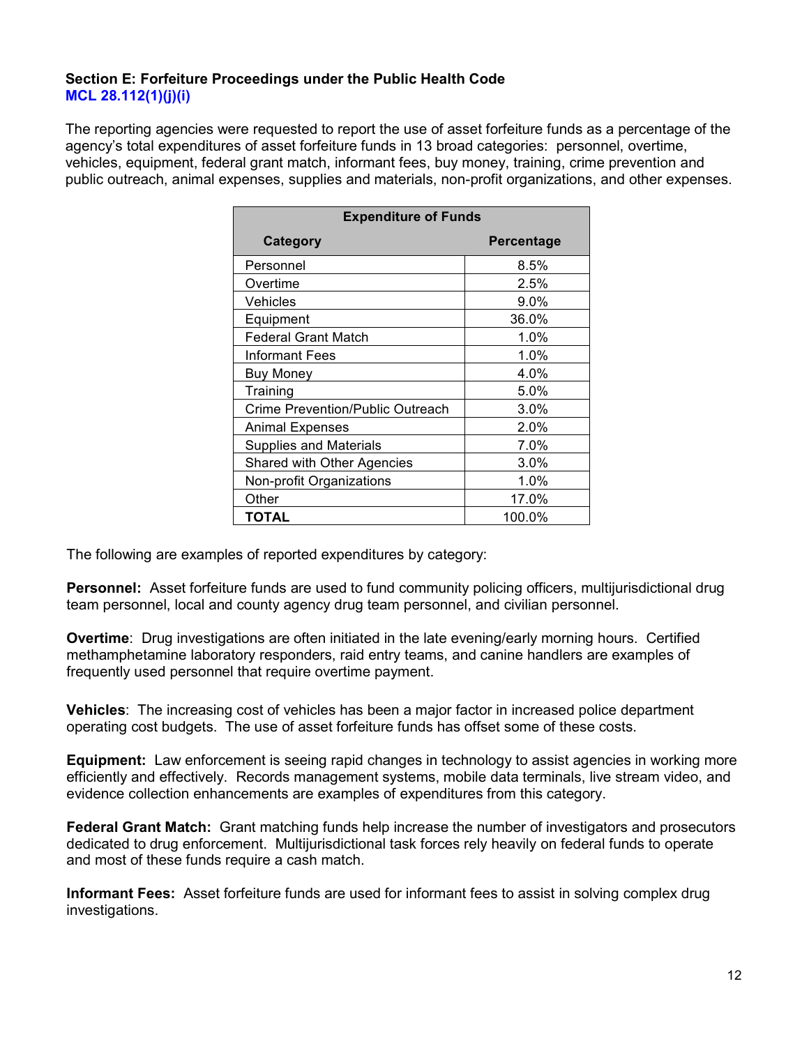### Section E: Forfeiture Proceedings under the Public Health Code

**MCL 28.112(1)(j)(i)**

The reporting agencies were requested to report the use of asset forfeiture funds as a percentage of the agency's total expenditures of asset forfeiture funds in 13 broad categories: personnel, overtime, vehicles, equipment, federal grant match, informant fees, buy money, training, crime prevention and public outreach, animal expenses, supplies and materials, non-profit organizations, and other expenses.

| Expenditure of Funds | |
|---|---|
| **Category** | **Percentage** |
| Personnel | 8.5% |
| Overtime | 2.5% |
| Vehicles | 9.0% |
| Equipment | 36.0% |
| Federal Grant Match | 1.0% |
| Informant Fees | 1.0% |
| Buy Money | 4.0% |
| Training | 5.0% |
| Crime Prevention/Public Outreach | 3.0% |
| Animal Expenses | 2.0% |
| Supplies and Materials | 7.0% |
| Shared with Other Agencies | 3.0% |
| Non-profit Organizations | 1.0% |
| Other | 17.0% |
| **TOTAL** | 100.0% |

The following are examples of reported expenditures by category:

**Personnel:** Asset forfeiture funds are used to fund community policing officers, multijurisdictional drug team personnel, local and county agency drug team personnel, and civilian personnel.

**Overtime**: Drug investigations are often initiated in the late evening/early morning hours. Certified methamphetamine laboratory responders, raid entry teams, and canine handlers are examples of frequently used personnel that require overtime payment.

**Vehicles**: The increasing cost of vehicles has been a major factor in increased police department operating cost budgets. The use of asset forfeiture funds has offset some of these costs.

**Equipment:** Law enforcement is seeing rapid changes in technology to assist agencies in working more efficiently and effectively. Records management systems, mobile data terminals, live stream video, and evidence collection enhancements are examples of expenditures from this category.

**Federal Grant Match:** Grant matching funds help increase the number of investigators and prosecutors dedicated to drug enforcement. Multijurisdictional task forces rely heavily on federal funds to operate and most of these funds require a cash match.

**Informant Fees:** Asset forfeiture funds are used for informant fees to assist in solving complex drug investigations.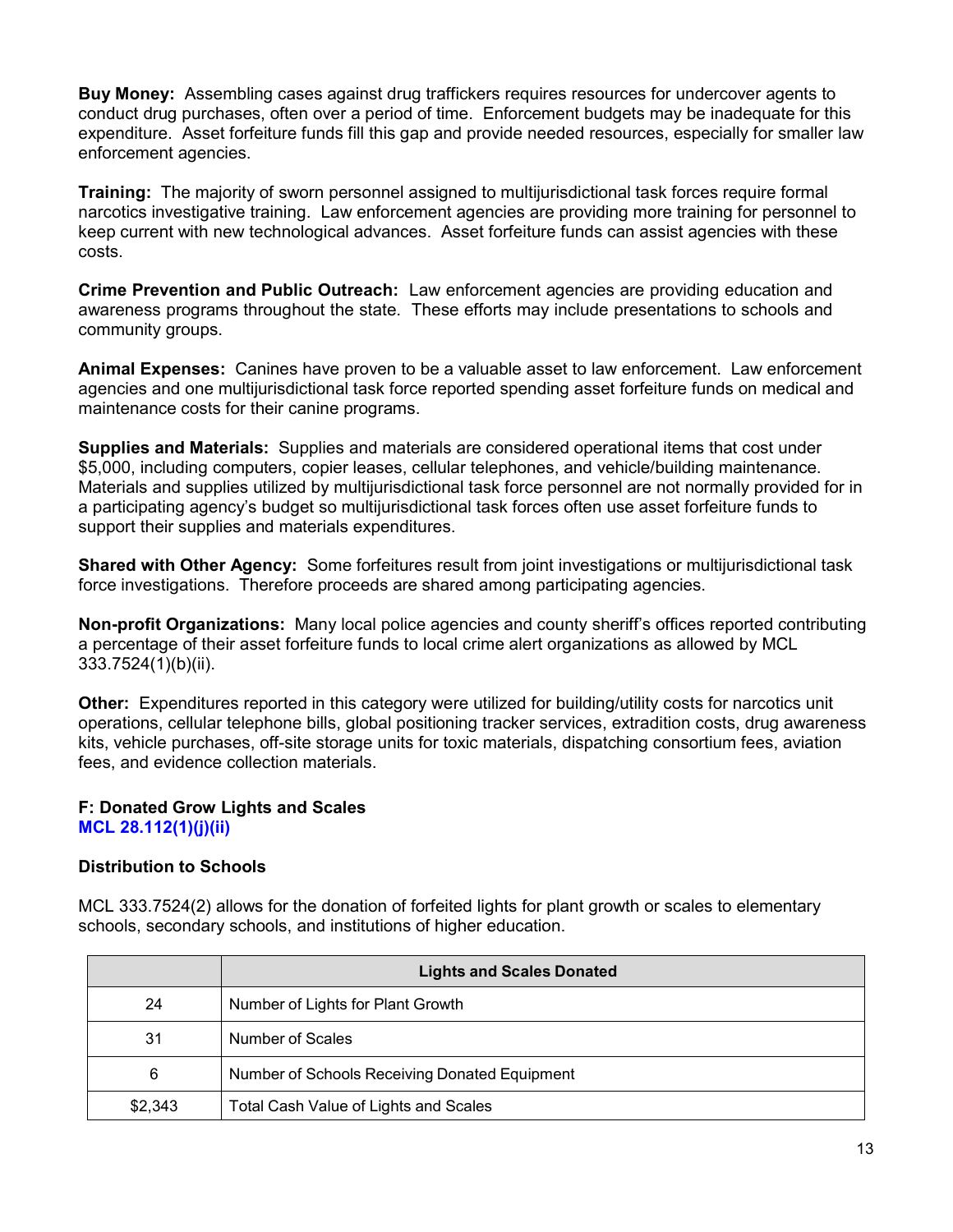**Buy Money:** Assembling cases against drug traffickers requires resources for undercover agents to conduct drug purchases, often over a period of time. Enforcement budgets may be inadequate for this expenditure. Asset forfeiture funds fill this gap and provide needed resources, especially for smaller law enforcement agencies.

**Training:** The majority of sworn personnel assigned to multijurisdictional task forces require formal narcotics investigative training. Law enforcement agencies are providing more training for personnel to keep current with new technological advances. Asset forfeiture funds can assist agencies with these costs.

**Crime Prevention and Public Outreach:** Law enforcement agencies are providing education and awareness programs throughout the state. These efforts may include presentations to schools and community groups.

**Animal Expenses:** Canines have proven to be a valuable asset to law enforcement. Law enforcement agencies and one multijurisdictional task force reported spending asset forfeiture funds on medical and maintenance costs for their canine programs.

**Supplies and Materials:** Supplies and materials are considered operational items that cost under $5,000, including computers, copier leases, cellular telephones, and vehicle/building maintenance. Materials and supplies utilized by multijurisdictional task force personnel are not normally provided for in a participating agency's budget so multijurisdictional task forces often use asset forfeiture funds to support their supplies and materials expenditures.

**Shared with Other Agency:** Some forfeitures result from joint investigations or multijurisdictional task force investigations. Therefore proceeds are shared among participating agencies.

**Non-profit Organizations:** Many local police agencies and county sheriff's offices reported contributing a percentage of their asset forfeiture funds to local crime alert organizations as allowed by MCL 333.7524(1)(b)(ii).

**Other:** Expenditures reported in this category were utilized for building/utility costs for narcotics unit operations, cellular telephone bills, global positioning tracker services, extradition costs, drug awareness kits, vehicle purchases, off-site storage units for toxic materials, dispatching consortium fees, aviation fees, and evidence collection materials.

## F: Donated Grow Lights and Scales

**MCL 28.112(1)(j)(ii)**

### Distribution to Schools

MCL 333.7524(2) allows for the donation of forfeited lights for plant growth or scales to elementary schools, secondary schools, and institutions of higher education.

| | Lights and Scales Donated |
|---|---|
| 24 | Number of Lights for Plant Growth |
| 31 | Number of Scales |
| 6 | Number of Schools Receiving Donated Equipment |
| $2,343 | Total Cash Value of Lights and Scales |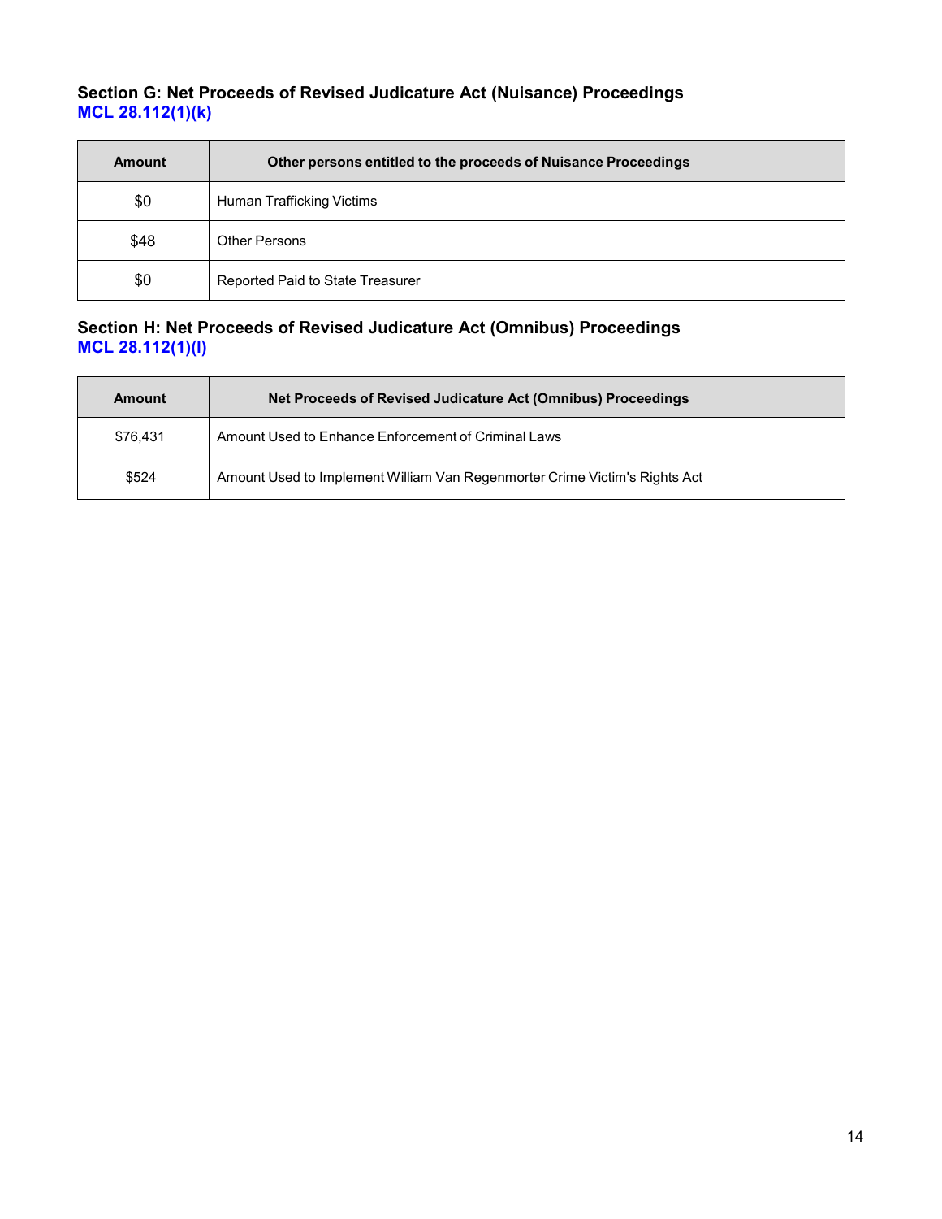### Section G: Net Proceeds of Revised Judicature Act (Nuisance) Proceedings
MCL 28.112(1)(k)

| Amount | Other persons entitled to the proceeds of Nuisance Proceedings |
|---|---|
| $0 | Human Trafficking Victims |
| $48 | Other Persons |
| $0 | Reported Paid to State Treasurer |

### Section H: Net Proceeds of Revised Judicature Act (Omnibus) Proceedings
MCL 28.112(1)(l)

| Amount | Net Proceeds of Revised Judicature Act (Omnibus) Proceedings |
|---|---|
| $76,431 | Amount Used to Enhance Enforcement of Criminal Laws |
| $524 | Amount Used to Implement William Van Regenmorter Crime Victim's Rights Act |